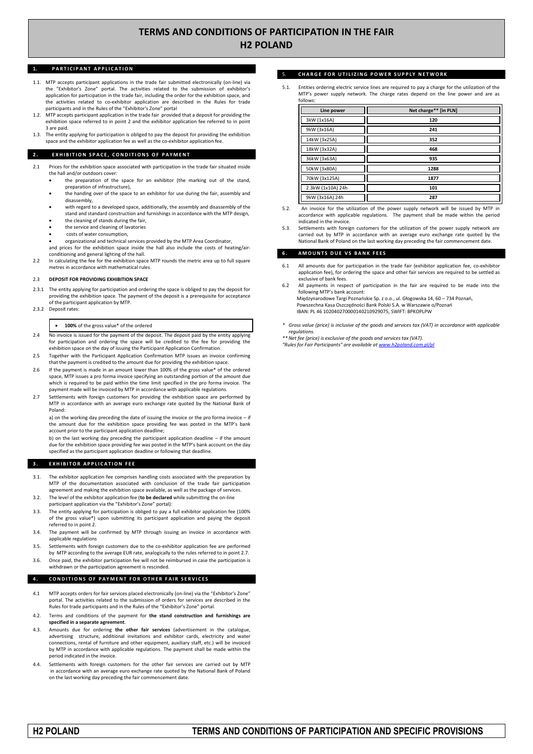# TERMS AND CONDITIONS OF PARTICIPATION IN THE FAIR H2 POLAND

## 1. PARTICIPANT APPLICATION

1.1. MTP accepts participant applications in the trade fair submitted electronically (on-line) via the "Exhibitor's Zone" portal. The activities related to the submission of exhibitor's application for participation in the trade fair, including the order for the exhibition space, and the activities related to co-exhibitor application are described in the Rules for trade participants and in the Rules of the "Exhibitor's Zone" portal

1.2. MTP accepts participant application in the trade fair provided that a deposit for providing the exhibition space referred to in point 2 and the exhibitor application fee referred to in point 3 are paid.

1.3. The entity applying for participation is obliged to pay the deposit for providing the exhibition space and the exhibitor application fee as well as the co-exhibitor application fee.

## 2. EXHIBITION SPACE, CONDITIONS OF PAYMENT

2.1 Prices for the exhibition space associated with participation in the trade fair situated inside the hall and/or outdoors cover:

- the preparation of the space for an exhibitor (the marking out of the stand, preparation of infrastructure),
- the handing over of the space to an exhibitor for use during the fair, assembly and disassembly,
- with regard to a developed space, additionally, the assembly and disassembly of the stand and standard construction and furnishings in accordance with the MTP design,
- the cleaning of stands during the fair,
- the service and cleaning of lavatories
- costs of water consumption,
- organizational and technical services provided by the MTP Area Coordinator,

and prices for the exhibition space inside the hall also include the costs of heating/air-conditioning and general lighting of the hall.

2.2 In calculating the fee for the exhibition space MTP rounds the metric area up to full square metres in accordance with mathematical rules.

2.3 **DEPOSIT FOR PROVIDING EXHIBITION SPACE**

2.3.1 The entity applying for participation and ordering the space is obliged to pay the deposit for providing the exhibition space. The payment of the deposit is a prerequisite for acceptance of the participant application by MTP.

2.3.2 Deposit rates:

- **100%** of the gross value* of the ordered

2.4 No invoice is issued for the payment of the deposit. The deposit paid by the entity applying for participation and ordering the space will be credited to the fee for providing the exhibition space on the day of issuing the Participant Application Confirmation.

2.5 Together with the Participant Application Confirmation MTP issues an invoice confirming that the payment is credited to the amount due for providing the exhibition space.

2.6 If the payment is made in an amount lower than 100% of the gross value* of the ordered space, MTP issues a pro forma invoice specifying an outstanding portion of the amount due which is required to be paid within the time limit specified in the pro forma invoice. The payment made will be invoiced by MTP in accordance with applicable regulations.

2.7 Settlements with foreign customers for providing the exhibition space are performed by MTP in accordance with an average euro exchange rate quoted by the National Bank of Poland:

a) on the working day preceding the date of issuing the invoice or the pro forma invoice – if the amount due for the exhibition space providing fee was posted in the MTP's bank account prior to the participant application deadline;

b) on the last working day preceding the participant application deadline – if the amount due for the exhibition space providing fee was posted in the MTP's bank account on the day specified as the participant application deadline or following that deadline.

## 3. EXHIBITOR APPLICATION FEE

3.1. The exhibitor application fee comprises handling costs associated with the preparation by MTP of the documentation associated with conclusion of the trade fair participation agreement and making the exhibition space available, as well as the package of services.

3.2. The level of the exhibitor application fee (**to be declared** while submitting the on-line participant application via the "Exhibitor's Zone" portal):

3.3. The entity applying for participation is obliged to pay a full exhibitor application fee (100% of the gross value*) upon submitting its participant application and paying the deposit referred to in point 2.

3.4. The payment will be confirmed by MTP through issuing an invoice in accordance with applicable regulations

3.5. Settlements with foreign customers due to the co-exhibitor application fee are performed by MTP according to the average EUR rate, analogically to the rules referred to in point 2.7.

3.6. Once paid, the exhibitor participation fee will not be reimbursed in case the participation is withdrawn or the participation agreement is rescinded.

## 4. CONDITIONS OF PAYMENT FOR OTHER FAIR SERVICES

4.1 MTP accepts orders for fair services placed electronically (on-line) via the "Exhibitor's Zone" portal. The activities related to the submission of orders for services are described in the Rules for trade participants and in the Rules of the "Exhibitor's Zone" portal.

4.2. Terms and conditions of the payment for **the stand construction and furnishings are specified in a separate agreement**.

4.3. Amounts due for ordering **the other fair services** (advertisement in the catalogue, advertising structure, additional invitations and exhibitor cards, electricity and water connections, rental of furniture and other equipment, auxiliary staff, etc.) will be invoiced by MTP in accordance with applicable regulations. The payment shall be made within the period indicated in the invoice.

4.4. Settlements with foreign customers for the other fair services are carried out by MTP in accordance with an average euro exchange rate quoted by the National Bank of Poland on the last working day preceding the fair commencement date.

## 5. CHARGE FOR UTILIZING POWER SUPPLY NETWORK

5.1. Entities ordering electric service lines are required to pay a charge for the utilization of the MTP's power supply network. The charge rates depend on the line power and are as follows:

| Line power | Net charge** [in PLN] |
|---|---|
| 3kW (1x16A) | 120 |
| 9kW (3x16A) | 241 |
| 14kW (3x25A) | 352 |
| 18kW (3x32A) | 468 |
| 36kW (3x63A) | 935 |
| 50kW (3x80A) | 1288 |
| 70kW (3x125A) | 1877 |
| 2.3kW (1x10A) 24h | 101 |
| 9kW (3x16A) 24h | 287 |

5.2. An invoice for the utilization of the power supply network will be issued by MTP in accordance with applicable regulations. The payment shall be made within the period indicated in the invoice.

5.3. Settlements with foreign customers for the utilization of the power supply network are carried out by MTP in accordance with an average euro exchange rate quoted by the National Bank of Poland on the last working day preceding the fair commencement date.

## 6. AMOUNTS DUE VS BANK FEES

6.1 All amounts due for participation in the trade fair (exhibitor application fee, co-exhibitor application fee), for ordering the space and other fair services are required to be settled as exclusive of bank fees.

6.2 All payments in respect of participation in the fair are required to be made into the following MTP's bank account:
Międzynarodowe Targi Poznańskie Sp. z o.o., ul. Głogowska 14, 60 – 734 Poznań,
Powszechna Kasa Oszczędności Bank Polski S.A. w Warszawie o/Poznań
IBAN: PL 46 1020402700001402109290​75, SWIFT: BPKOPLPW

*\* Gross value (price) is inclusive of the goods and services tax (VAT) in accordance with applicable regulations.*

*\*\* Net fee (price) is exclusive of the goods and services tax (VAT).*

*"Rules for Fair Participants" are available at www.h2poland.com.pl/pl*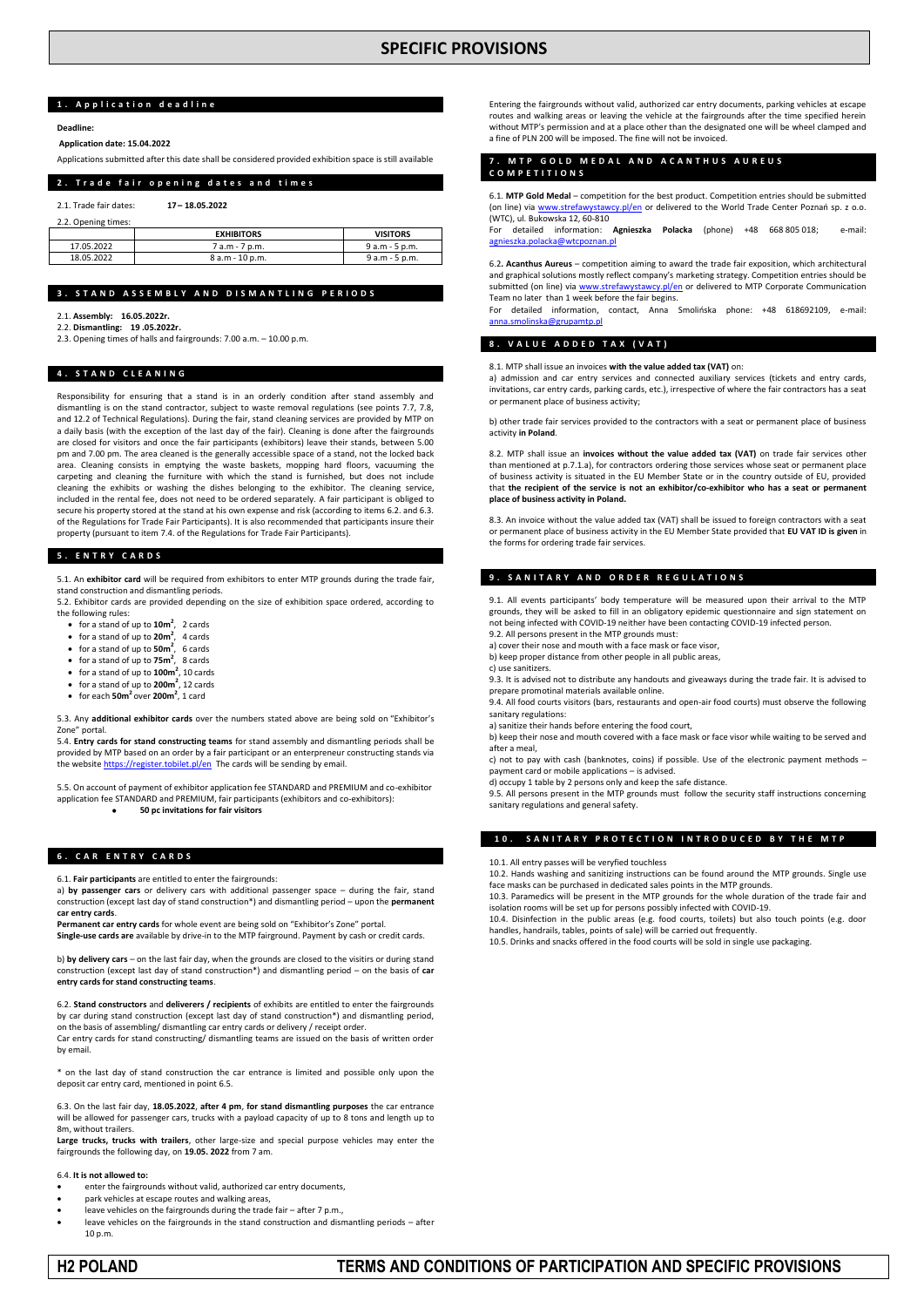# SPECIFIC PROVISIONS

## 1. Application deadline

**Deadline:**

**Application date: 15.04.2022**

Applications submitted after this date shall be considered provided exhibition space is still available

## 2. Trade fair opening dates and times

2.1. Trade fair dates: **17 – 18.05.2022**

2.2. Opening times:

| | EXHIBITORS | VISITORS |
|---|---|---|
| 17.05.2022 | 7 a.m - 7 p.m. | 9 a.m - 5 p.m. |
| 18.05.2022 | 8 a.m - 10 p.m. | 9 a.m - 5 p.m. |

## 3. Stand assembly and dismantling periods

2.1. **Assembly: 16.05.2022r.**

2.2. **Dismantling: 19 .05.2022r.**

2.3. Opening times of halls and fairgrounds: 7.00 a.m. – 10.00 p.m.

## 4. Stand cleaning

Responsibility for ensuring that a stand is in an orderly condition after stand assembly and dismantling is on the stand contractor, subject to waste removal regulations (see points 7.7, 7.8, and 12.2 of Technical Regulations). During the fair, stand cleaning services are provided by MTP on a daily basis (with the exception of the last day of the fair). Cleaning is done after the fairgrounds are closed for visitors and once the fair participants (exhibitors) leave their stands, between 5.00 pm and 7.00 pm. The area cleaned is the generally accessible space of a stand, not the locked back area. Cleaning consists in emptying the waste baskets, mopping hard floors, vacuuming the carpeting and cleaning the furniture with which the stand is furnished, but does not include cleaning the exhibits or washing the dishes belonging to the exhibitor. The cleaning service, included in the rental fee, does not need to be ordered separately. A fair participant is obliged to secure his property stored at the stand at his own expense and risk (according to items 6.2. and 6.3. of the Regulations for Trade Fair Participants). It is also recommended that participants insure their property (pursuant to item 7.4. of the Regulations for Trade Fair Participants).

## 5. Entry cards

5.1. An **exhibitor card** will be required from exhibitors to enter MTP grounds during the trade fair, stand construction and dismantling periods.

5.2. Exhibitor cards are provided depending on the size of exhibition space ordered, according to the following rules:

- for a stand of up to **10m²**, 2 cards
- for a stand of up to **20m²**, 4 cards
- for a stand of up to **50m²**, 6 cards
- for a stand of up to **75m²**, 8 cards
- for a stand of up to **100m²**, 10 cards
- for a stand of up to **200m²**, 12 cards
- for each **50m²** over **200m²**, 1 card

5.3. Any **additional exhibitor cards** over the numbers stated above are being sold on "Exhibitor's Zone" portal.

5.4. **Entry cards for stand constructing teams** for stand assembly and dismantling periods shall be provided by MTP based on an order by a fair participant or an enterpreneur constructing stands via the website https://register.tobilet.pl/en The cards will be sending by email.

5.5. On account of payment of exhibitor application fee STANDARD and PREMIUM and co-exhibitor application fee STANDARD and PREMIUM, fair participants (exhibitors and co-exhibitors):

- **50 pc invitations for fair visitors**

## 6. Car entry cards

6.1. **Fair participants** are entitled to enter the fairgrounds:

a) **by passenger cars** or delivery cars with additional passenger space – during the fair, stand construction (except last day of stand construction*) and dismantling period – upon the **permanent car entry cards**.

**Permanent car entry cards** for whole event are being sold on "Exhibitor's Zone" portal.

**Single-use cards are** available by drive-in to the MTP fairground. Payment by cash or credit cards.

b) **by delivery cars** – on the last fair day, when the grounds are closed to the visitors or during stand construction (except last day of stand construction*) and dismantling period – on the basis of **car entry cards for stand constructing teams**.

6.2. **Stand constructors** and **deliverers / recipients** of exhibits are entitled to enter the fairgrounds by car during stand construction (except last day of stand construction*) and dismantling period, on the basis of assembling/ dismantling car entry cards or delivery / receipt order.

Car entry cards for stand constructing/ dismantling teams are issued on the basis of written order by email.

\* on the last day of stand construction the car entrance is limited and possible only upon the deposit car entry card, mentioned in point 6.5.

6.3. On the last fair day, **18.05.2022**, **after 4 pm**, **for stand dismantling purposes** the car entrance will be allowed for passenger cars, trucks with a payload capacity of up to 8 tons and length up to 8m, without trailers.

**Large trucks, trucks with trailers**, other large-size and special purpose vehicles may enter the fairgrounds the following day, on **19.05. 2022** from 7 am.

6.4. **It is not allowed to:**

- enter the fairgrounds without valid, authorized car entry documents,
- park vehicles at escape routes and walking areas,
- leave vehicles on the fairgrounds during the trade fair – after 7 p.m.,
- leave vehicles on the fairgrounds in the stand construction and dismantling periods – after 10 p.m.

Entering the fairgrounds without valid, authorized car entry documents, parking vehicles at escape routes and walking areas or leaving the vehicle at the fairgrounds after the time specified herein without MTP's permission and at a place other than the designated one will be wheel clamped and a fine of PLN 200 will be imposed. The fine will not be invoiced.

## 7. MTP Gold Medal and Acanthus Aureus competitions

6.1. **MTP Gold Medal** – competition for the best product. Competition entries should be submitted (on line) via www.strefawystawcy.pl/en or delivered to the World Trade Center Poznań sp. z o.o. (WTC), ul. Bukowska 12, 60-810

For detailed information: **Agnieszka Polacka** (phone) +48 668 805 018; e-mail: agnieszka.polacka@wtcpoznan.pl

6.2**. Acanthus Aureus** – competition aiming to award the trade fair exposition, which architectural and graphical solutions mostly reflect company's marketing strategy. Competition entries should be submitted (on line) via www.strefawystawcy.pl/en or delivered to MTP Corporate Communication Team no later than 1 week before the fair begins.

For detailed information, contact, Anna Smolińska phone: +48 618692109, e-mail: anna.smolinska@grupamtp.pl

## 8. Value added tax (VAT)

8.1. MTP shall issue an invoices **with the value added tax (VAT)** on:

a) admission and car entry services and connected auxiliary services (tickets and entry cards, invitations, car entry cards, parking cards, etc.), irrespective of where the fair contractors has a seat or permanent place of business activity;

b) other trade fair services provided to the contractors with a seat or permanent place of business activity **in Poland**.

8.2. MTP shall issue an **invoices without the value added tax (VAT)** on trade fair services other than mentioned at p.7.1.a), for contractors ordering those services whose seat or permanent place of business activity is situated in the EU Member State or in the country outside of EU, provided that **the recipient of the service is not an exhibitor/co-exhibitor who has a seat or permanent place of business activity in Poland.**

8.3. An invoice without the value added tax (VAT) shall be issued to foreign contractors with a seat or permanent place of business activity in the EU Member State provided that **EU VAT ID is given** in the forms for ordering trade fair services.

## 9. Sanitary and order regulations

9.1. All events participants' body temperature will be measured upon their arrival to the MTP grounds, they will be asked to fill in an obligatory epidemic questionnaire and sign statement on not being infected with COVID-19 neither have been contacting COVID-19 infected person.

9.2. All persons present in the MTP grounds must:

a) cover their nose and mouth with a face mask or face visor,

b) keep proper distance from other people in all public areas,

c) use sanitizers.

9.3. It is advised not to distribute any handouts and giveaways during the trade fair. It is advised to prepare promotinal materials available online.

9.4. All food courts visitors (bars, restaurants and open-air food courts) must observe the following sanitary regulations:

a) sanitize their hands before entering the food court,

b) keep their nose and mouth covered with a face mask or face visor while waiting to be served and after a meal,

c) not to pay with cash (banknotes, coins) if possible. Use of the electronic payment methods – payment card or mobile applications – is advised.

d) occupy 1 table by 2 persons only and keep the safe distance.

9.5. All persons present in the MTP grounds must follow the security staff instructions concerning sanitary regulations and general safety.

## 10. Sanitary protection introduced by the MTP

10.1. All entry passes will be veryfied touchless

10.2. Hands washing and sanitizing instructions can be found around the MTP grounds. Single use face masks can be purchased in dedicated sales points in the MTP grounds.

10.3. Paramedics will be present in the MTP grounds for the whole duration of the trade fair and isolation rooms will be set up for persons possibly infected with COVID-19.

10.4. Disinfection in the public areas (e.g. food courts, toilets) but also touch points (e.g. door handles, handrails, tables, points of sale) will be carried out frequently.

10.5. Drinks and snacks offered in the food courts will be sold in single use packaging.